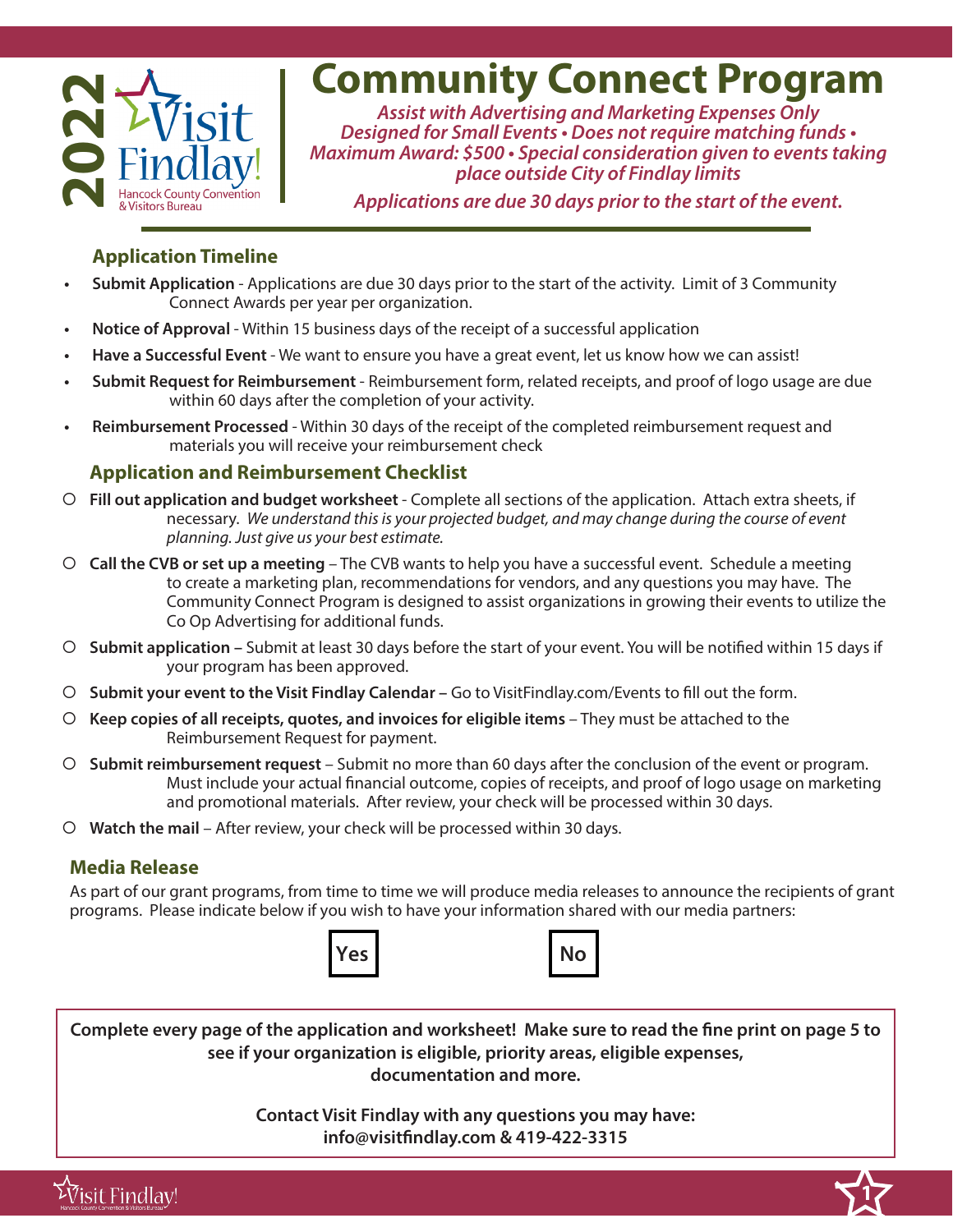2022 Visit Findlay! Hancock County Convention & Visitors Bureau

# Community Connect Program

*Assist with Advertising and Marketing Expenses Only*
*Designed for Small Events • Does not require matching funds •*
*Maximum Award: $500 • Special consideration given to events taking place outside City of Findlay limits*

***Applications are due 30 days prior to the start of the event.***

## Application Timeline

- **Submit Application** - Applications are due 30 days prior to the start of the activity. Limit of 3 Community Connect Awards per year per organization.
- **Notice of Approval** - Within 15 business days of the receipt of a successful application
- **Have a Successful Event** - We want to ensure you have a great event, let us know how we can assist!
- **Submit Request for Reimbursement** - Reimbursement form, related receipts, and proof of logo usage are due within 60 days after the completion of your activity.
- **Reimbursement Processed** - Within 30 days of the receipt of the completed reimbursement request and materials you will receive your reimbursement check

## Application and Reimbursement Checklist

- ○ **Fill out application and budget worksheet** - Complete all sections of the application. Attach extra sheets, if necessary. *We understand this is your projected budget, and may change during the course of event planning. Just give us your best estimate.*
- ○ **Call the CVB or set up a meeting** – The CVB wants to help you have a successful event. Schedule a meeting to create a marketing plan, recommendations for vendors, and any questions you may have. The Community Connect Program is designed to assist organizations in growing their events to utilize the Co Op Advertising for additional funds.
- ○ **Submit application –** Submit at least 30 days before the start of your event. You will be notified within 15 days if your program has been approved.
- ○ **Submit your event to the Visit Findlay Calendar –** Go to VisitFindlay.com/Events to fill out the form.
- ○ **Keep copies of all receipts, quotes, and invoices for eligible items** – They must be attached to the Reimbursement Request for payment.
- ○ **Submit reimbursement request** – Submit no more than 60 days after the conclusion of the event or program. Must include your actual financial outcome, copies of receipts, and proof of logo usage on marketing and promotional materials. After review, your check will be processed within 30 days.
- ○ **Watch the mail** – After review, your check will be processed within 30 days.

## Media Release

As part of our grant programs, from time to time we will produce media releases to announce the recipients of grant programs. Please indicate below if you wish to have your information shared with our media partners:

**Yes** &nbsp;&nbsp;&nbsp;&nbsp; **No**

**Complete every page of the application and worksheet! Make sure to read the fine print on page 5 to see if your organization is eligible, priority areas, eligible expenses, documentation and more.**

**Contact Visit Findlay with any questions you may have:**
**info@visitfindlay.com & 419-422-3315**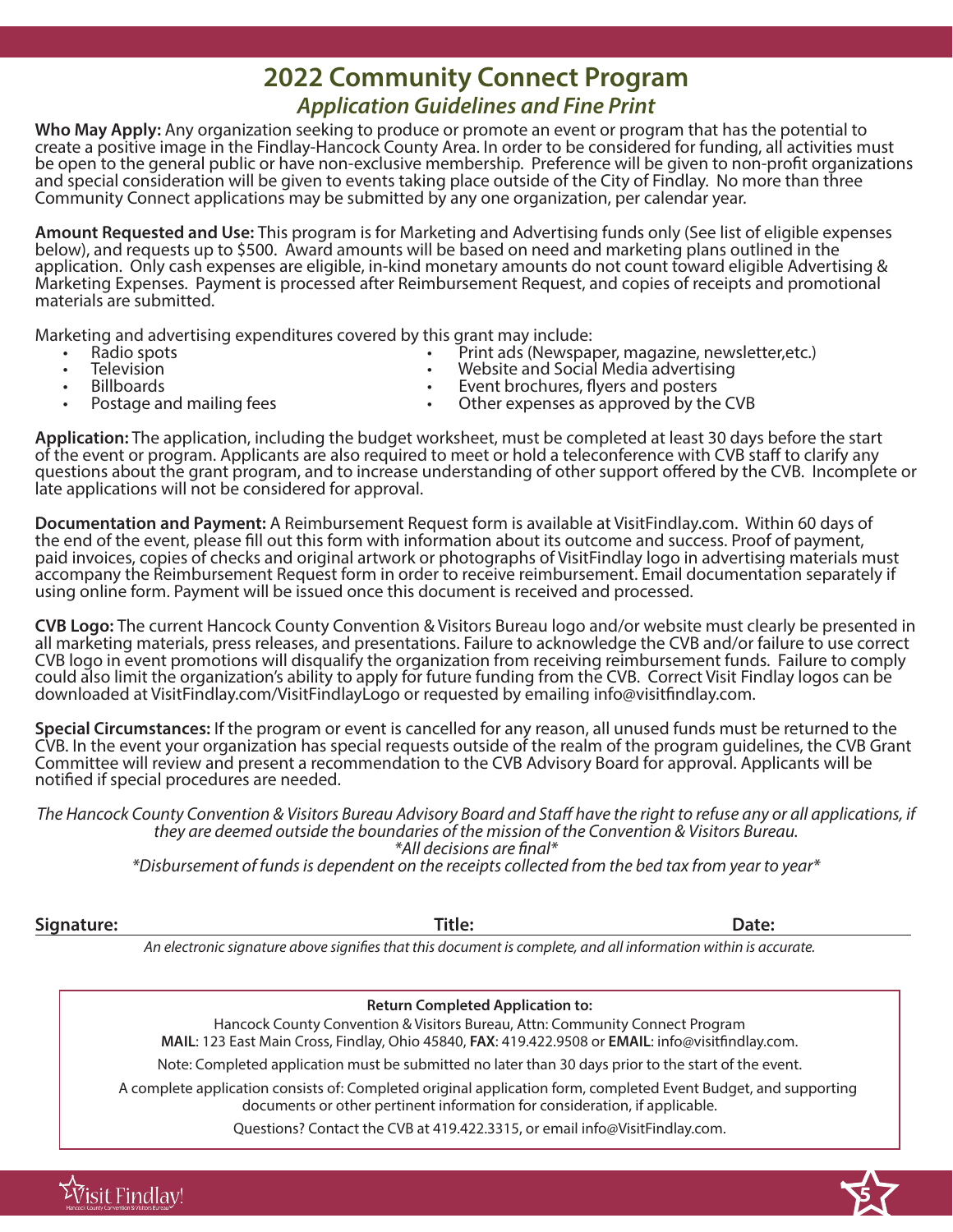# 2022 Community Connect Program

## *Application Guidelines and Fine Print*

**Who May Apply:** Any organization seeking to produce or promote an event or program that has the potential to create a positive image in the Findlay-Hancock County Area. In order to be considered for funding, all activities must be open to the general public or have non-exclusive membership. Preference will be given to non-profit organizations and special consideration will be given to events taking place outside of the City of Findlay. No more than three Community Connect applications may be submitted by any one organization, per calendar year.

**Amount Requested and Use:** This program is for Marketing and Advertising funds only (See list of eligible expenses below), and requests up to $500. Award amounts will be based on need and marketing plans outlined in the application. Only cash expenses are eligible, in-kind monetary amounts do not count toward eligible Advertising & Marketing Expenses. Payment is processed after Reimbursement Request, and copies of receipts and promotional materials are submitted.

Marketing and advertising expenditures covered by this grant may include:

- Radio spots
- Television
- Billboards
- Postage and mailing fees
- Print ads (Newspaper, magazine, newsletter,etc.)
- Website and Social Media advertising
- Event brochures, flyers and posters
- Other expenses as approved by the CVB

**Application:** The application, including the budget worksheet, must be completed at least 30 days before the start of the event or program. Applicants are also required to meet or hold a teleconference with CVB staff to clarify any questions about the grant program, and to increase understanding of other support offered by the CVB. Incomplete or late applications will not be considered for approval.

**Documentation and Payment:** A Reimbursement Request form is available at VisitFindlay.com. Within 60 days of the end of the event, please fill out this form with information about its outcome and success. Proof of payment, paid invoices, copies of checks and original artwork or photographs of VisitFindlay logo in advertising materials must accompany the Reimbursement Request form in order to receive reimbursement. Email documentation separately if using online form. Payment will be issued once this document is received and processed.

**CVB Logo:** The current Hancock County Convention & Visitors Bureau logo and/or website must clearly be presented in all marketing materials, press releases, and presentations. Failure to acknowledge the CVB and/or failure to use correct CVB logo in event promotions will disqualify the organization from receiving reimbursement funds. Failure to comply could also limit the organization's ability to apply for future funding from the CVB. Correct Visit Findlay logos can be downloaded at VisitFindlay.com/VisitFindlayLogo or requested by emailing info@visitfindlay.com.

**Special Circumstances:** If the program or event is cancelled for any reason, all unused funds must be returned to the CVB. In the event your organization has special requests outside of the realm of the program guidelines, the CVB Grant Committee will review and present a recommendation to the CVB Advisory Board for approval. Applicants will be notified if special procedures are needed.

*The Hancock County Convention & Visitors Bureau Advisory Board and Staff have the right to refuse any or all applications, if they are deemed outside the boundaries of the mission of the Convention & Visitors Bureau.*

*\*All decisions are final\**

*\*Disbursement of funds is dependent on the receipts collected from the bed tax from year to year\**

**Signature:** **Title:** **Date:**

*An electronic signature above signifies that this document is complete, and all information within is accurate.*

**Return Completed Application to:**

Hancock County Convention & Visitors Bureau, Attn: Community Connect Program

**MAIL**: 123 East Main Cross, Findlay, Ohio 45840, **FAX**: 419.422.9508 or **EMAIL**: info@visitfindlay.com.

Note: Completed application must be submitted no later than 30 days prior to the start of the event.

A complete application consists of: Completed original application form, completed Event Budget, and supporting documents or other pertinent information for consideration, if applicable.

Questions? Contact the CVB at 419.422.3315, or email info@VisitFindlay.com.